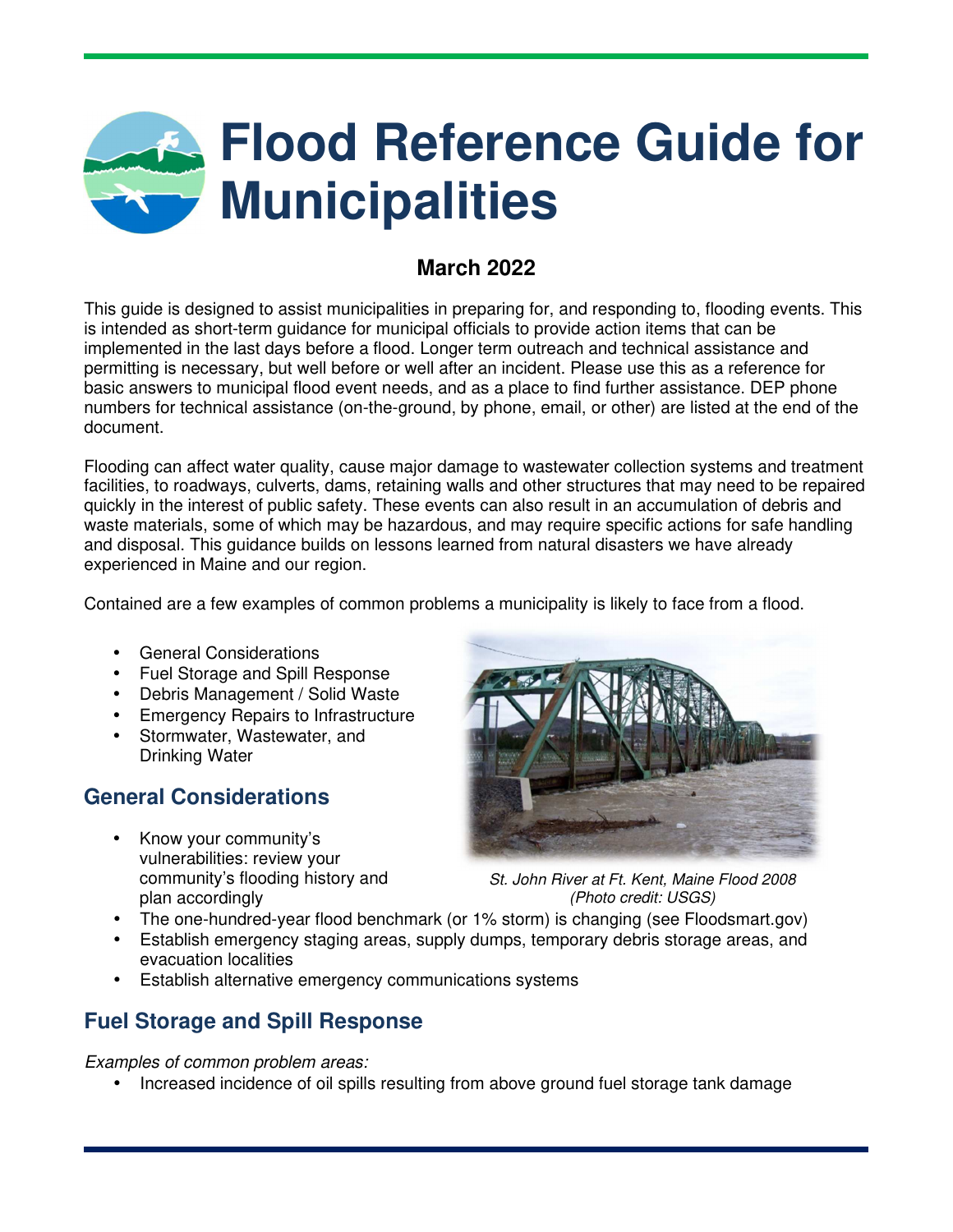# Flood Reference Guide for Municipalities

**March 2022**

This guide is designed to assist municipalities in preparing for, and responding to, flooding events. This is intended as short-term guidance for municipal officials to provide action items that can be implemented in the last days before a flood. Longer term outreach and technical assistance and permitting is necessary, but well before or well after an incident. Please use this as a reference for basic answers to municipal flood event needs, and as a place to find further assistance. DEP phone numbers for technical assistance (on-the-ground, by phone, email, or other) are listed at the end of the document.

Flooding can affect water quality, cause major damage to wastewater collection systems and treatment facilities, to roadways, culverts, dams, retaining walls and other structures that may need to be repaired quickly in the interest of public safety. These events can also result in an accumulation of debris and waste materials, some of which may be hazardous, and may require specific actions for safe handling and disposal. This guidance builds on lessons learned from natural disasters we have already experienced in Maine and our region.

Contained are a few examples of common problems a municipality is likely to face from a flood.

- General Considerations
- Fuel Storage and Spill Response
- Debris Management / Solid Waste
- Emergency Repairs to Infrastructure
- Stormwater, Wastewater, and Drinking Water

*St. John River at Ft. Kent, Maine Flood 2008 (Photo credit: USGS)*

## General Considerations

- Know your community's vulnerabilities: review your community's flooding history and plan accordingly
- The one-hundred-year flood benchmark (or 1% storm) is changing (see Floodsmart.gov)
- Establish emergency staging areas, supply dumps, temporary debris storage areas, and evacuation localities
- Establish alternative emergency communications systems

## Fuel Storage and Spill Response

*Examples of common problem areas:*

- Increased incidence of oil spills resulting from above ground fuel storage tank damage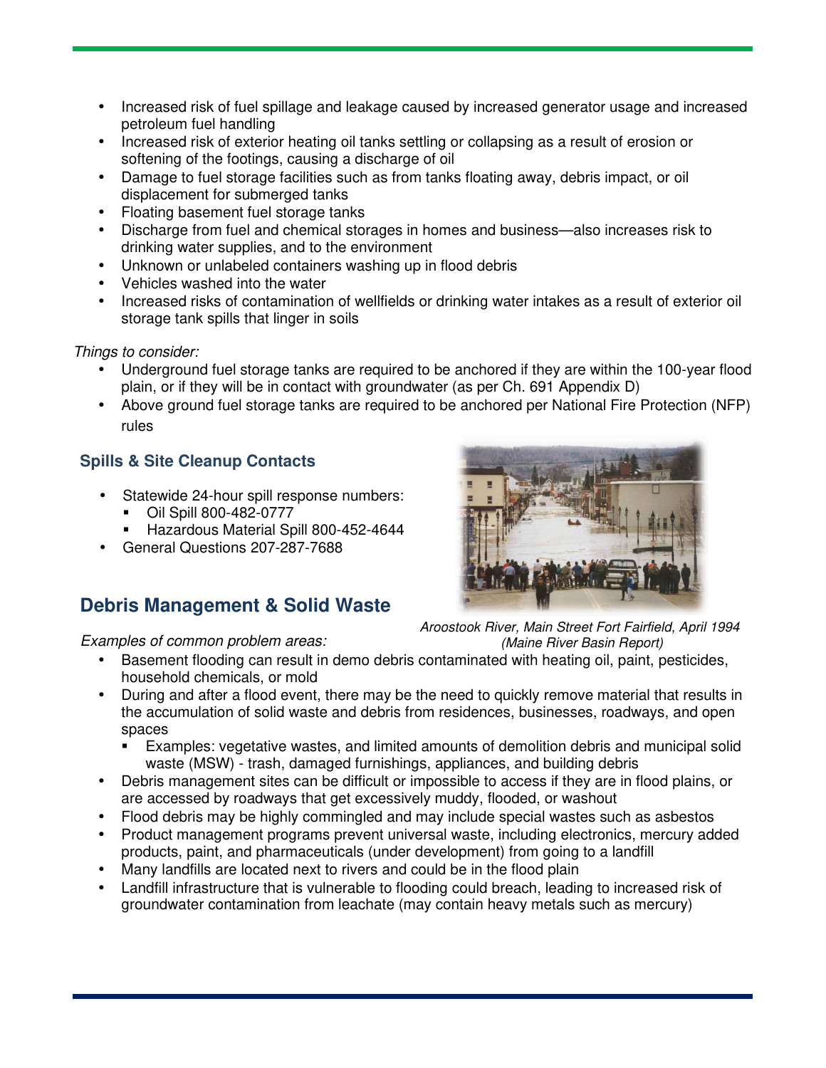- Increased risk of fuel spillage and leakage caused by increased generator usage and increased petroleum fuel handling
- Increased risk of exterior heating oil tanks settling or collapsing as a result of erosion or softening of the footings, causing a discharge of oil
- Damage to fuel storage facilities such as from tanks floating away, debris impact, or oil displacement for submerged tanks
- Floating basement fuel storage tanks
- Discharge from fuel and chemical storages in homes and business—also increases risk to drinking water supplies, and to the environment
- Unknown or unlabeled containers washing up in flood debris
- Vehicles washed into the water
- Increased risks of contamination of wellfields or drinking water intakes as a result of exterior oil storage tank spills that linger in soils

*Things to consider:*

- Underground fuel storage tanks are required to be anchored if they are within the 100-year flood plain, or if they will be in contact with groundwater (as per Ch. 691 Appendix D)
- Above ground fuel storage tanks are required to be anchored per National Fire Protection (NFP) rules

### Spills & Site Cleanup Contacts

- Statewide 24-hour spill response numbers:
  - Oil Spill 800-482-0777
  - Hazardous Material Spill 800-452-4644
- General Questions 207-287-7688

*Aroostook River, Main Street Fort Fairfield, April 1994 (Maine River Basin Report)*

## Debris Management & Solid Waste

*Examples of common problem areas:*

- Basement flooding can result in demo debris contaminated with heating oil, paint, pesticides, household chemicals, or mold
- During and after a flood event, there may be the need to quickly remove material that results in the accumulation of solid waste and debris from residences, businesses, roadways, and open spaces
  - Examples: vegetative wastes, and limited amounts of demolition debris and municipal solid waste (MSW) - trash, damaged furnishings, appliances, and building debris
- Debris management sites can be difficult or impossible to access if they are in flood plains, or are accessed by roadways that get excessively muddy, flooded, or washout
- Flood debris may be highly commingled and may include special wastes such as asbestos
- Product management programs prevent universal waste, including electronics, mercury added products, paint, and pharmaceuticals (under development) from going to a landfill
- Many landfills are located next to rivers and could be in the flood plain
- Landfill infrastructure that is vulnerable to flooding could breach, leading to increased risk of groundwater contamination from leachate (may contain heavy metals such as mercury)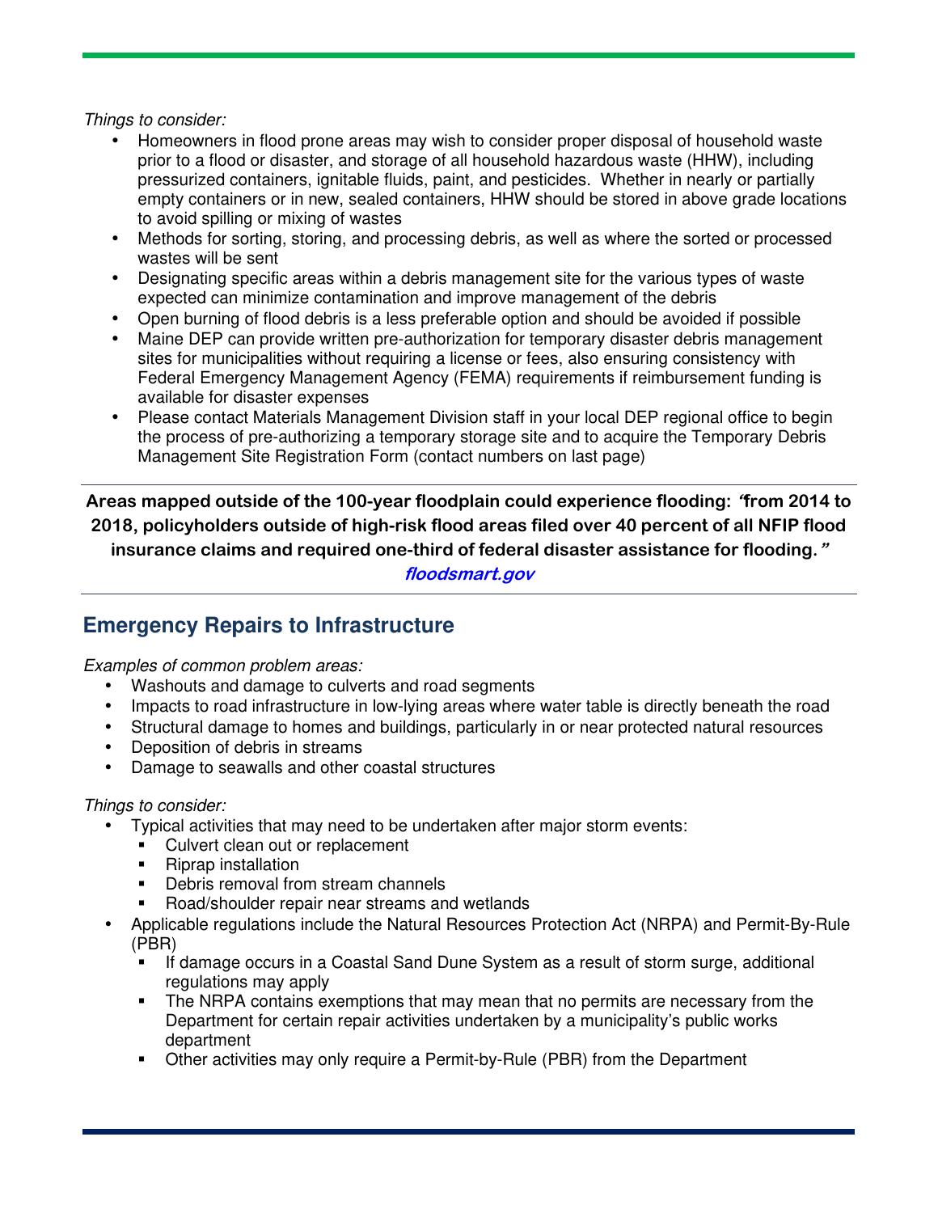*Things to consider:*

- Homeowners in flood prone areas may wish to consider proper disposal of household waste prior to a flood or disaster, and storage of all household hazardous waste (HHW), including pressurized containers, ignitable fluids, paint, and pesticides. Whether in nearly or partially empty containers or in new, sealed containers, HHW should be stored in above grade locations to avoid spilling or mixing of wastes
- Methods for sorting, storing, and processing debris, as well as where the sorted or processed wastes will be sent
- Designating specific areas within a debris management site for the various types of waste expected can minimize contamination and improve management of the debris
- Open burning of flood debris is a less preferable option and should be avoided if possible
- Maine DEP can provide written pre-authorization for temporary disaster debris management sites for municipalities without requiring a license or fees, also ensuring consistency with Federal Emergency Management Agency (FEMA) requirements if reimbursement funding is available for disaster expenses
- Please contact Materials Management Division staff in your local DEP regional office to begin the process of pre-authorizing a temporary storage site and to acquire the Temporary Debris Management Site Registration Form (contact numbers on last page)

---

**Areas mapped outside of the 100-year floodplain could experience flooding: *"*from 2014 to 2018, policyholders outside of high-risk flood areas filed over 40 percent of all NFIP flood insurance claims and required one-third of federal disaster assistance for flooding.*"***

***floodsmart.gov***

---

## Emergency Repairs to Infrastructure

*Examples of common problem areas:*

- Washouts and damage to culverts and road segments
- Impacts to road infrastructure in low-lying areas where water table is directly beneath the road
- Structural damage to homes and buildings, particularly in or near protected natural resources
- Deposition of debris in streams
- Damage to seawalls and other coastal structures

*Things to consider:*

- Typical activities that may need to be undertaken after major storm events:
  - Culvert clean out or replacement
  - Riprap installation
  - Debris removal from stream channels
  - Road/shoulder repair near streams and wetlands
- Applicable regulations include the Natural Resources Protection Act (NRPA) and Permit-By-Rule (PBR)
  - If damage occurs in a Coastal Sand Dune System as a result of storm surge, additional regulations may apply
  - The NRPA contains exemptions that may mean that no permits are necessary from the Department for certain repair activities undertaken by a municipality's public works department
  - Other activities may only require a Permit-by-Rule (PBR) from the Department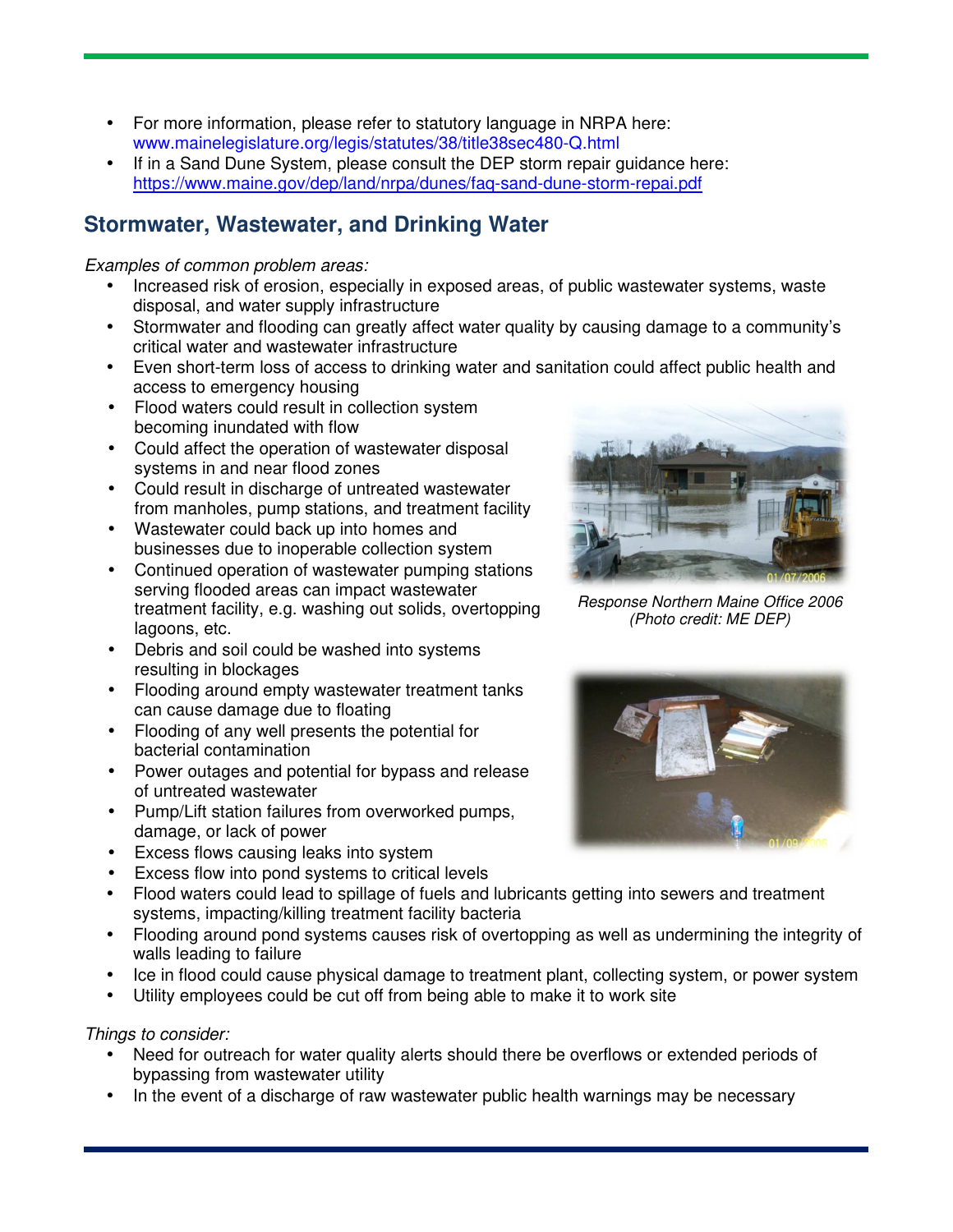- For more information, please refer to statutory language in NRPA here: www.mainelegislature.org/legis/statutes/38/title38sec480-Q.html
- If in a Sand Dune System, please consult the DEP storm repair guidance here: https://www.maine.gov/dep/land/nrpa/dunes/faq-sand-dune-storm-repai.pdf

## Stormwater, Wastewater, and Drinking Water

*Examples of common problem areas:*

- Increased risk of erosion, especially in exposed areas, of public wastewater systems, waste disposal, and water supply infrastructure
- Stormwater and flooding can greatly affect water quality by causing damage to a community's critical water and wastewater infrastructure
- Even short-term loss of access to drinking water and sanitation could affect public health and access to emergency housing
- Flood waters could result in collection system becoming inundated with flow
- Could affect the operation of wastewater disposal systems in and near flood zones
- Could result in discharge of untreated wastewater from manholes, pump stations, and treatment facility
- Wastewater could back up into homes and businesses due to inoperable collection system
- Continued operation of wastewater pumping stations serving flooded areas can impact wastewater treatment facility, e.g. washing out solids, overtopping lagoons, etc.
- Debris and soil could be washed into systems resulting in blockages
- Flooding around empty wastewater treatment tanks can cause damage due to floating
- Flooding of any well presents the potential for bacterial contamination
- Power outages and potential for bypass and release of untreated wastewater
- Pump/Lift station failures from overworked pumps, damage, or lack of power
- Excess flows causing leaks into system
- Excess flow into pond systems to critical levels
- Flood waters could lead to spillage of fuels and lubricants getting into sewers and treatment systems, impacting/killing treatment facility bacteria
- Flooding around pond systems causes risk of overtopping as well as undermining the integrity of walls leading to failure
- Ice in flood could cause physical damage to treatment plant, collecting system, or power system
- Utility employees could be cut off from being able to make it to work site

*Response Northern Maine Office 2006 (Photo credit: ME DEP)*

*Things to consider:*

- Need for outreach for water quality alerts should there be overflows or extended periods of bypassing from wastewater utility
- In the event of a discharge of raw wastewater public health warnings may be necessary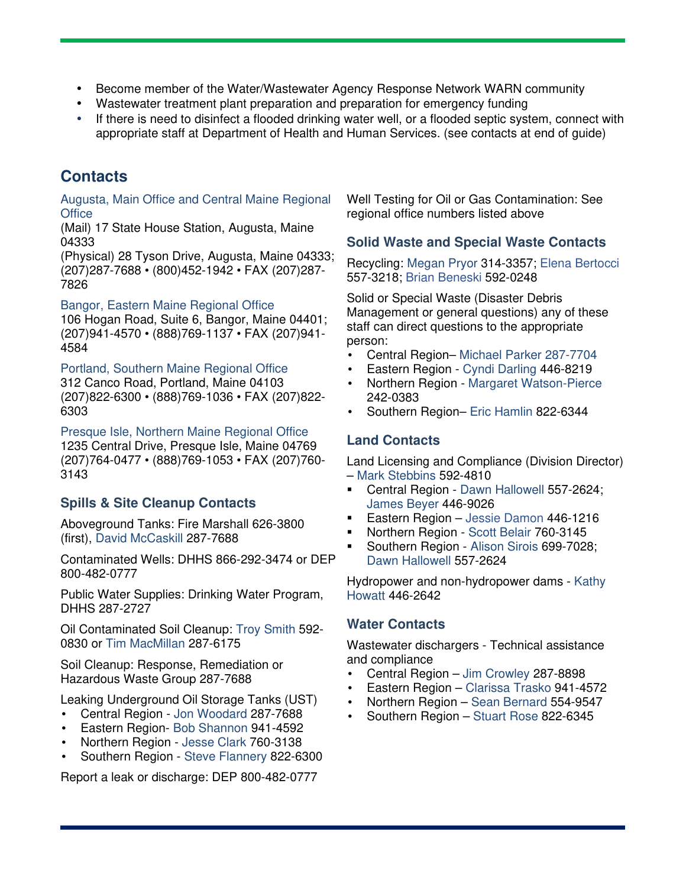- Become member of the Water/Wastewater Agency Response Network WARN community
- Wastewater treatment plant preparation and preparation for emergency funding
- If there is need to disinfect a flooded drinking water well, or a flooded septic system, connect with appropriate staff at Department of Health and Human Services. (see contacts at end of guide)

## Contacts

Augusta, Main Office and Central Maine Regional Office
(Mail) 17 State House Station, Augusta, Maine 04333
(Physical) 28 Tyson Drive, Augusta, Maine 04333; (207)287-7688 • (800)452-1942 • FAX (207)287-7826

Bangor, Eastern Maine Regional Office
106 Hogan Road, Suite 6, Bangor, Maine 04401; (207)941-4570 • (888)769-1137 • FAX (207)941-4584

Portland, Southern Maine Regional Office
312 Canco Road, Portland, Maine 04103
(207)822-6300 • (888)769-1036 • FAX (207)822-6303

Presque Isle, Northern Maine Regional Office
1235 Central Drive, Presque Isle, Maine 04769
(207)764-0477 • (888)769-1053 • FAX (207)760-3143

### Spills & Site Cleanup Contacts

Aboveground Tanks: Fire Marshall 626-3800 (first), David McCaskill 287-7688

Contaminated Wells: DHHS 866-292-3474 or DEP 800-482-0777

Public Water Supplies: Drinking Water Program, DHHS 287-2727

Oil Contaminated Soil Cleanup: Troy Smith 592-0830 or Tim MacMillan 287-6175

Soil Cleanup: Response, Remediation or Hazardous Waste Group 287-7688

Leaking Underground Oil Storage Tanks (UST)

- Central Region - Jon Woodard 287-7688
- Eastern Region- Bob Shannon 941-4592
- Northern Region - Jesse Clark 760-3138
- Southern Region - Steve Flannery 822-6300

Report a leak or discharge: DEP 800-482-0777

Well Testing for Oil or Gas Contamination: See regional office numbers listed above

### Solid Waste and Special Waste Contacts

Recycling: Megan Pryor 314-3357; Elena Bertocci 557-3218; Brian Beneski 592-0248

Solid or Special Waste (Disaster Debris Management or general questions) any of these staff can direct questions to the appropriate person:

- Central Region– Michael Parker 287-7704
- Eastern Region - Cyndi Darling 446-8219
- Northern Region - Margaret Watson-Pierce 242-0383
- Southern Region– Eric Hamlin 822-6344

### Land Contacts

Land Licensing and Compliance (Division Director) – Mark Stebbins 592-4810

- Central Region - Dawn Hallowell 557-2624; James Beyer 446-9026
- Eastern Region – Jessie Damon 446-1216
- Northern Region - Scott Belair 760-3145
- Southern Region - Alison Sirois 699-7028; Dawn Hallowell 557-2624

Hydropower and non-hydropower dams - Kathy Howatt 446-2642

### Water Contacts

Wastewater dischargers - Technical assistance and compliance

- Central Region – Jim Crowley 287-8898
- Eastern Region – Clarissa Trasko 941-4572
- Northern Region – Sean Bernard 554-9547
- Southern Region – Stuart Rose 822-6345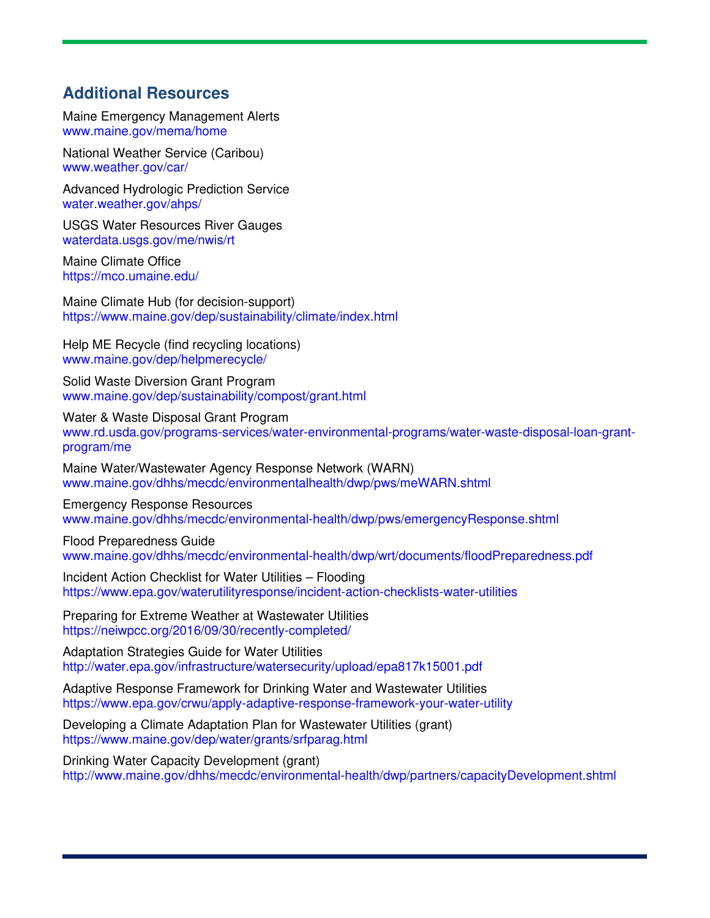## Additional Resources

Maine Emergency Management Alerts
www.maine.gov/mema/home

National Weather Service (Caribou)
www.weather.gov/car/

Advanced Hydrologic Prediction Service
water.weather.gov/ahps/

USGS Water Resources River Gauges
waterdata.usgs.gov/me/nwis/rt

Maine Climate Office
https://mco.umaine.edu/

Maine Climate Hub (for decision-support)
https://www.maine.gov/dep/sustainability/climate/index.html

Help ME Recycle (find recycling locations)
www.maine.gov/dep/helpmerecycle/

Solid Waste Diversion Grant Program
www.maine.gov/dep/sustainability/compost/grant.html

Water & Waste Disposal Grant Program
www.rd.usda.gov/programs-services/water-environmental-programs/water-waste-disposal-loan-grant-program/me

Maine Water/Wastewater Agency Response Network (WARN)
www.maine.gov/dhhs/mecdc/environmentalhealth/dwp/pws/meWARN.shtml

Emergency Response Resources
www.maine.gov/dhhs/mecdc/environmental-health/dwp/pws/emergencyResponse.shtml

Flood Preparedness Guide
www.maine.gov/dhhs/mecdc/environmental-health/dwp/wrt/documents/floodPreparedness.pdf

Incident Action Checklist for Water Utilities – Flooding
https://www.epa.gov/waterutilityresponse/incident-action-checklists-water-utilities

Preparing for Extreme Weather at Wastewater Utilities
https://neiwpcc.org/2016/09/30/recently-completed/

Adaptation Strategies Guide for Water Utilities
http://water.epa.gov/infrastructure/watersecurity/upload/epa817k15001.pdf

Adaptive Response Framework for Drinking Water and Wastewater Utilities
https://www.epa.gov/crwu/apply-adaptive-response-framework-your-water-utility

Developing a Climate Adaptation Plan for Wastewater Utilities (grant)
https://www.maine.gov/dep/water/grants/srfparag.html

Drinking Water Capacity Development (grant)
http://www.maine.gov/dhhs/mecdc/environmental-health/dwp/partners/capacityDevelopment.shtml